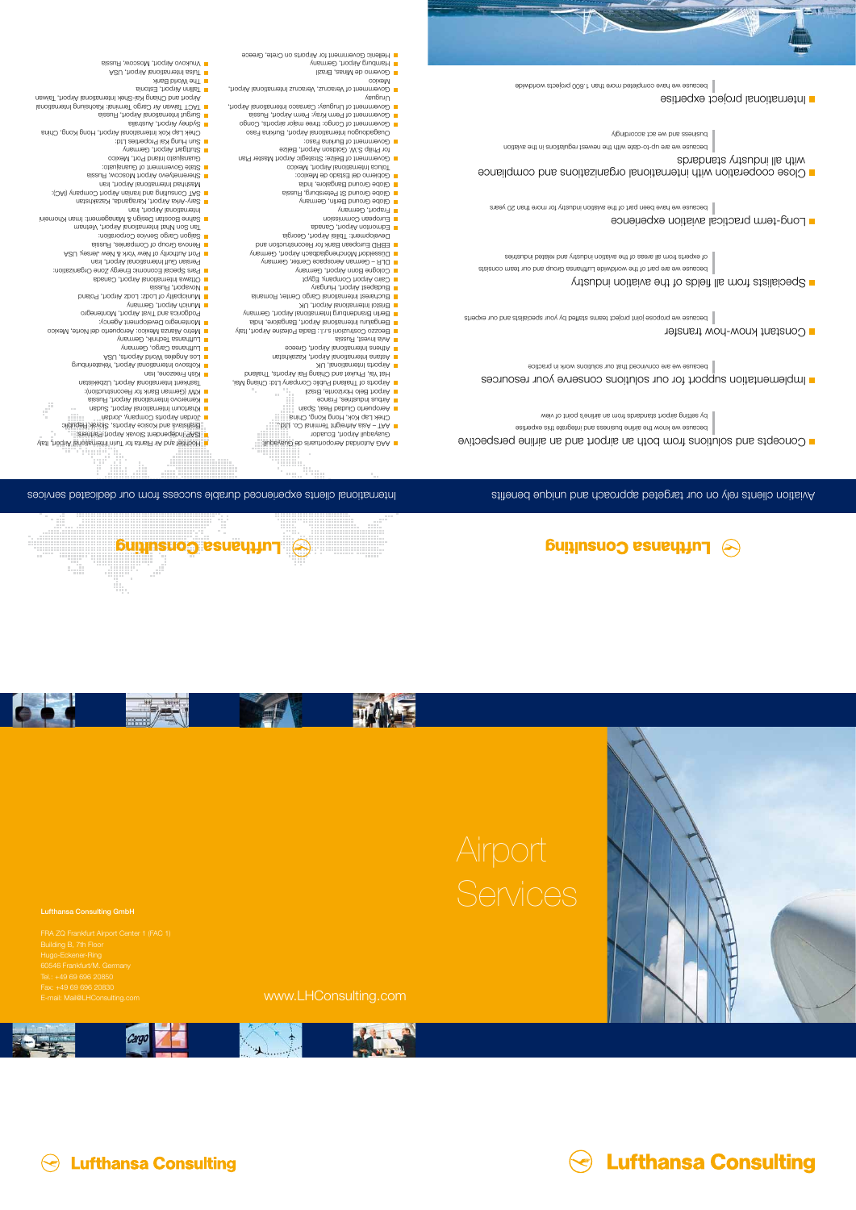# Airport Services

Lufthansa Consulting

www.LHConsulting.com

**Lufthansa Consulting GmbH**

FRA ZQ Frankfurt Airport Center 1 (FAC 1)
Building B, 7th Floor
Hugo-Eckener-Ring
60546 Frankfurt/M. Germany
Tel.: +49 69 696 20850
Fax: +49 69 696 20830
E-mail: Mail@LHConsulting.com

## Aviation clients rely on our targeted approach and unique benefits

- **Concepts and solutions from both an airport and an airline perspective**
  because we know the airline business and integrate this expertise by setting airport standards from an airline's point of view
- **Implementation support for our solutions conserve your resources**
  because we are convinced that our solutions work in practice
- **Constant know-how transfer**
  because we propose joint project teams staffed by your specialists and our experts
- **Specialists from all fields of the aviation industry**
  because we are part of the worldwide Lufthansa Group and our team consists of experts from all areas of the aviation industry and related industries
- **Long-term practical aviation experience**
  because we have been part of the aviation industry for more than 20 years
- **Close cooperation with international organizations and compliance with all industry standards**
  because we are up-to-date with the newest regulations in the aviation business and we act accordingly
- **International project expertise**
  because we have completed more than 1,600 projects worldwide

## International clients experienced durable success from our dedicated services

- AAG Autoridad Aeroportuaria de Guayaquil: Guayaquil Airport, Ecuador
- AAT – Asia Airfreight Terminal Co. Ltd.: Chek Lap Kok, Hong Kong, China
- Aeropuerto Ciudad Real, Spain
- Airbus Industries, France
- Airport Belo Horizonte, Brazil
- Airports of Thailand Public Company Ltd.: Chiang Mai, Hat Yai, Phuket and Chiang Rai Airports, Thailand
- Airports International, UK
- Astana International Airport, Kazakhstan
- Athens International Airport, Greece
- Avia Invest, Russia
- Bengaluru International Airport, Bangalore, India
- Beozzo Costruzioni s.r.l.: Badia Polesine Airport, Italy
- Berlin Brandenburg International Airport, Germany
- Bristol International Airport, UK
- Bucharest International Cargo Center, Romania
- Budapest Airport Company, Hungary
- Cairo Airport Company, Egypt
- Cologne Bonn Airport, Germany
- DLR – German Aerospace Center, Germany
- Düsseldorf Mönchengladbach Airport, Germany
- EBRD European Bank for Reconstruction and Development: Tbilisi Airport, Georgia
- Edmonton Airport, Canada
- European Commission
- Fraport, Germany
- Globe Ground Berlin, Germany
- Globe Ground St Petersburg, Russia
- Globe Ground Bangalore, India
- Gobierno del Estado de Mexico: Toluca International Airport, Mexico
- Government of Belize: Strategic Airport Master Plan for Philip S.W. Goldson Airport, Belize
- Government of Burkina Faso: Ouagadougou International Airport, Burkina Faso
- Government of Congo: three major airports, Congo
- Government of Perm Kray: Perm Airport, Russia
- Government of Uruguay: Carrasco International Airport, Uruguay
- Government of Veracruz: Veracruz International Airport, Mexico
- Governo de Minas, Brazil
- Hamburg Airport, Germany
- Hellenic Government for Airports on Crete, Greece
- Hochtief and Air Ranta for Turin International Airport, Italy
- ISAP Independent Slovak Airport Partners: Bratislava and Kosice Airports, Slovak Republic
- Jordan Airports Company, Jordan
- Khartoum International Airport, Sudan
- Kemerovo International Airport, Russia
- KfW (German Bank for Reconstruction): Tashkent International Airport, Uzbekistan
- Kish Freezone, Iran
- Koltsovo International Airport, Yekaterinburg
- Los Angeles World Airports, USA
- Lufthansa Cargo, Germany
- Lufthansa Technik, Germany
- Metro Alianza Mexico: Aeropuerto del Norte, Mexico
- Montenegro Development Agency: Podgorica and Tivat Airport, Montenegro
- Munich Airport, Germany
- Municipality of Lodz: Lodz Airport, Poland
- Novaport, Russia
- Ottawa International Airport, Canada
- Paris Special Economic Energy Zone Organization: Persian Gulf International Airport, Iran
- Port Authority of New York & New Jersey, USA
- Renova Group of Companies, Russia
- Saigon Cargo Service Corporation: Tan Son Nhat International Airport, Vietnam
- Sahnee Boostan Design & Management: Imam Khomeini International Airport, Iran
- Sary-Arka Airport, Karaganda, Kazakhstan
- SAT Consulting and Iranian Airport Company (IAC): Mashhad International Airport, Iran
- Sheremetyevo Airport Moscow, Russia
- State Government of Guanajuato: Guanajuato Inland Port, Mexico
- Stuttgart Airport, Germany
- Sun Hung Kai Properties Ltd.: Chek Lap Kok International Airport, Hong Kong, China
- Sydney Airport, Australia
- Surgut International Airport, Russia
- TACT Taiwan Air Cargo Terminal: Kaohsiung International Airport and Chiang Kai-Shek International Airport, Taiwan
- Tallinn Airport, Estonia
- The World Bank
- Tulsa International Airport, USA
- Vnukovo Airport, Moscow, Russia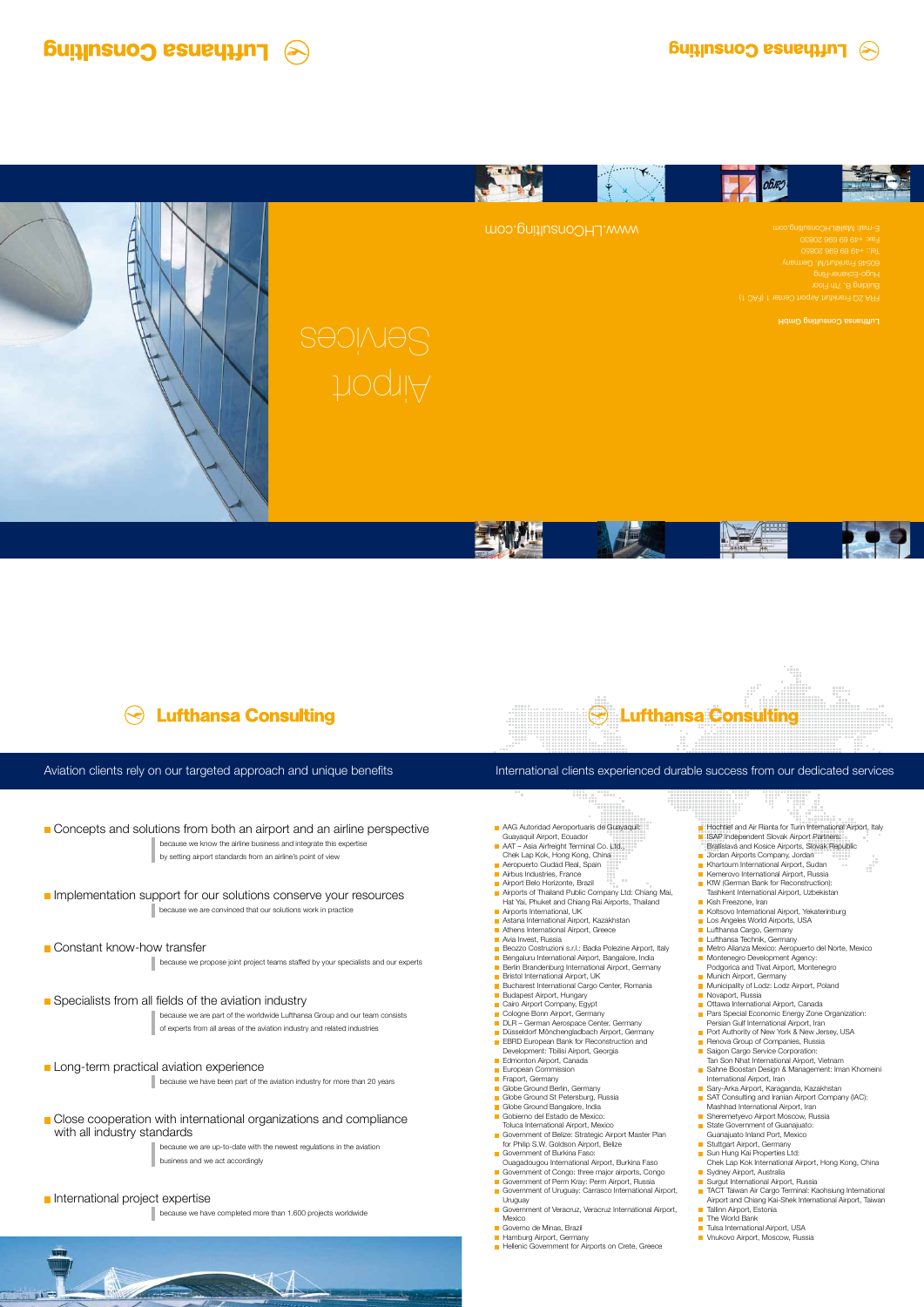# Airport Services

www.LHConsulting.com

**Lufthansa Consulting GmbH**

FRA ZO Frankfurt Airport Center 1 (FAC 1)
Building B, 7th Floor
Hugo-Eckener-Ring
60549 Frankfurt/M. Germany
Tel.: +49 69 696 20680
Fax: +49 69 696 20630
E-mail: Mail@LHConsulting.com

## Lufthansa Consulting

### Aviation clients rely on our targeted approach and unique benefits

- **Concepts and solutions from both an airport and an airline perspective**
  because we know the airline business and integrate this expertise by setting airport standards from an airline's point of view

- **Implementation support for our solutions conserve your resources**
  because we are convinced that our solutions work in practice

- **Constant know-how transfer**
  because we propose joint project teams staffed by your specialists and our experts

- **Specialists from all fields of the aviation industry**
  because we are part of the worldwide Lufthansa Group and our team consists of experts from all areas of the aviation industry and related industries

- **Long-term practical aviation experience**
  because we have been part of the aviation industry for more than 20 years

- **Close cooperation with international organizations and compliance with all industry standards**
  because we are up-to-date with the newest regulations in the aviation business and we act accordingly

- **International project expertise**
  because we have completed more than 1.600 projects worldwide

## Lufthansa Consulting

### International clients experienced durable success from our dedicated services

- AAG Autoridad Aeroportuaria de Guayaquil: Guayaquil Airport, Ecuador
- AAT – Asia Airfreight Terminal Co. Ltd., Chek Lap Kok, Hong Kong, China
- Aeropuerto Ciudad Real, Spain
- Airbus Industries, France
- Airport Belo Horizonte, Brazil
- Airports of Thailand Public Company Ltd: Chiang Mai, Hat Yai, Phuket and Chiang Rai Airports, Thailand
- Airports International, UK
- Astana International Airport, Kazakhstan
- Athens International Airport, Greece
- Avia Invest, Russia
- Beozzo Costruzioni s.r.l.: Badia Polezine Airport, Italy
- Bengaluru International Airport, Bangalore, India
- Berlin Brandenburg International Airport, Germany
- Bristol International Airport, UK
- Bucharest International Cargo Center, Romania
- Budapest Airport, Hungary
- Cairo Airport Company, Egypt
- Cologne Bonn Airport, Germany
- DLR – German Aerospace Center, Germany
- Düsseldorf Mönchengladbach Airport, Germany
- EBRD European Bank for Reconstruction and Development: Tbilisi Airport, Georgia
- Edmonton Airport, Canada
- European Commission
- Fraport, Germany
- Globe Ground Berlin, Germany
- Globe Ground St Petersburg, Russia
- Globe Ground Bangalore, India
- Gobierno del Estado de Mexico: Toluca International Airport, Mexico
- Government of Belize: Strategic Airport Master Plan for Philip S.W. Goldson Airport, Belize
- Government of Burkina Faso: Ouagadougou International Airport, Burkina Faso
- Government of Congo: three major airports, Congo
- Government of Perm Kray: Perm Airport, Russia
- Government of Uruguay: Carrasco International Airport, Uruguay
- Government of Veracruz, Veracruz International Airport, Mexico
- Governo de Minas, Brazil
- Hamburg Airport, Germany
- Hellenic Government for Airports on Crete, Greece
- Hochtief and Air Rianta for Turin International Airport, Italy
- ISAP Independent Slovak Airport Partners: Bratislava and Kosice Airports, Slovak Republic
- Jordan Airports Company, Jordan
- Khartoum International Airport, Sudan
- Kemerovo International Airport, Russia
- KfW (German Bank for Reconstruction): Tashkent International Airport, Uzbekistan
- Kish Freezone, Iran
- Koltsovo International Airport, Yekaterinburg
- Los Angeles World Airports, USA
- Lufthansa Cargo, Germany
- Lufthansa Technik, Germany
- Metro Alianza Mexico: Aeropuerto del Norte, Mexico
- Montenegro Development Agency: Podgorica and Tivat Airport, Montenegro
- Munich Airport, Germany
- Municipality of Lodz: Lodz Airport, Poland
- Novaport, Russia
- Ottawa International Airport, Canada
- Pars Special Economic Energy Zone Organization: Persian Gulf International Airport, Iran
- Port Authority of New York & New Jersey, USA
- Renova Group of Companies, Russia
- Saigon Cargo Service Corporation: Tan Son Nhat International Airport, Vietnam
- Sahne Boostan Design & Management: Iman Khomeini International Airport, Iran
- Sary-Arka Airport, Karaganda, Kazakhstan
- SAT Consulting and Iranian Airport Company (IAC): Mashhad International Airport, Iran
- Sheremetyevo Airport Moscow, Russia
- State Government of Guanajuato: Guanajuato Inland Port, Mexico
- Stuttgart Airport, Germany
- Sun Hung Kai Properties Ltd: Chek Lap Kok International Airport, Hong Kong, China
- Sydney Airport, Australia
- Surgut International Airport, Russia
- TACT Taiwan Air Cargo Terminal: Kaohsiung International Airport and Chiang Kai-Shek International Airport, Taiwan
- Tallinn Airport, Estonia
- The World Bank
- Tulsa International Airport, USA
- Vnukovo Airport, Moscow, Russia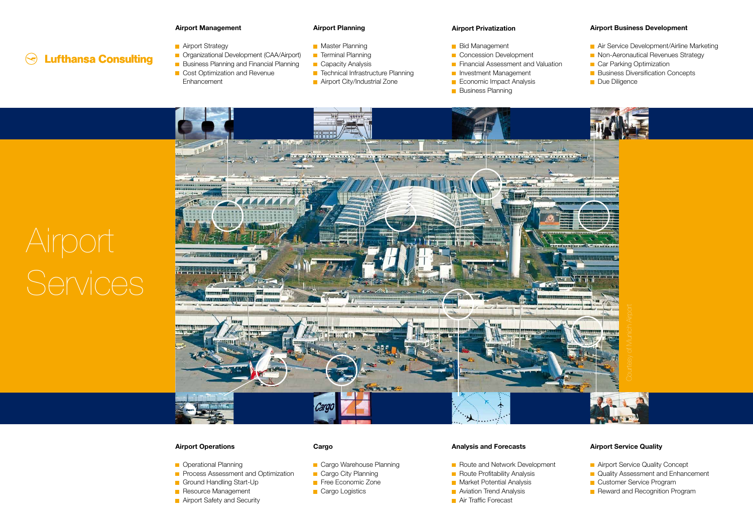Lufthansa Consulting

# Airport Services

### Airport Management

- Airport Strategy
- Organizational Development (CAA/Airport)
- Business Planning and Financial Planning
- Cost Optimization and Revenue Enhancement

### Airport Planning

- Master Planning
- Terminal Planning
- Capacity Analysis
- Technical Infrastructure Planning
- Airport City/Industrial Zone

### Airport Privatization

- Bid Management
- Concession Development
- Financial Assessment and Valuation
- Investment Management
- Economic Impact Analysis
- Business Planning

### Airport Business Development

- Air Service Development/Airline Marketing
- Non-Aeronautical Revenues Strategy
- Car Parking Optimization
- Business Diversification Concepts
- Due Diligence

Courtesy of Munich Airport

### Airport Operations

- Operational Planning
- Process Assessment and Optimization
- Ground Handling Start-Up
- Resource Management
- Airport Safety and Security

### Cargo

- Cargo Warehouse Planning
- Cargo City Planning
- Free Economic Zone
- Cargo Logistics

### Analysis and Forecasts

- Route and Network Development
- Route Profitability Analysis
- Market Potential Analysis
- Aviation Trend Analysis
- Air Traffic Forecast

### Airport Service Quality

- Airport Service Quality Concept
- Quality Assessment and Enhancement
- Customer Service Program
- Reward and Recognition Program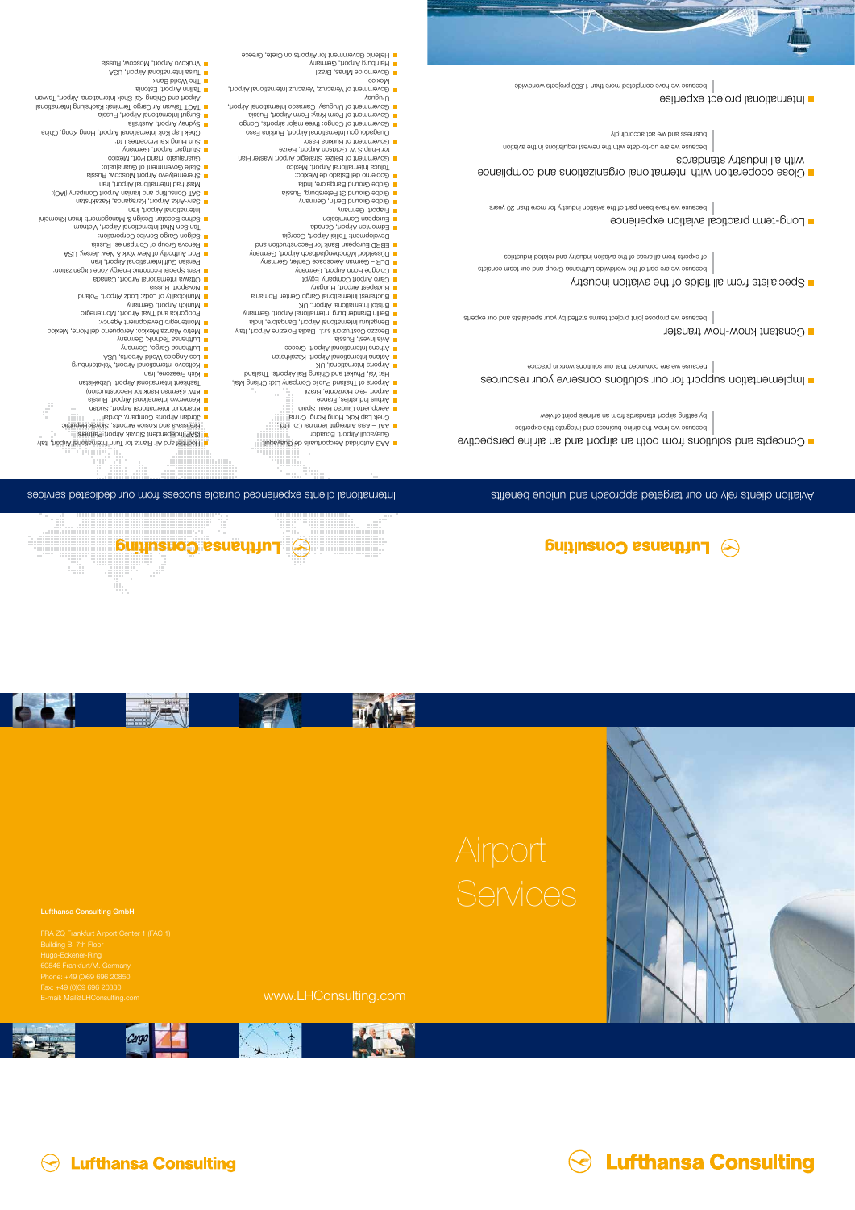# Lufthansa Consulting

## Aviation clients rely on our targeted approach and unique benefits

- **Concepts and solutions from both an airport and an airline perspective**
  because we know the airline business and integrate this expertise by setting airport standards from an airline's point of view
- **Implementation support for our solutions conserve your resources**
  because we are convinced that our solutions work in practice
- **Constant know-how transfer**
  because we propose joint project teams staffed by your specialists and our experts
- **Specialists from all fields of the aviation industry**
  because we are part of the worldwide Lufthansa Group and our team consists of experts from all areas of the aviation industry and related industries
- **Long-term practical aviation experience**
  because we have been part of the aviation industry for more than 20 years
- **Close cooperation with international organizations and compliance with all industry standards**
  because we are up-to-date with the newest regulations in the aviation business and we act accordingly
- **International project expertise**
  because we have completed more than 1.600 projects worldwide

# Lufthansa Consulting

## International clients experienced durable success from our dedicated services

- AAG Autoridad Aeroportuaria de Guayaquil, Guayaquil Airport, Ecuador
- AAT – Asia Airfreight Terminal Co. Ltd., Chek Lap Kok, Hong Kong, China
- Aeropuerto Ciudad Real, Spain
- Airport Belo Horizonte, Brazil
- Airports of Thailand Public Company Ltd: Chiang Mai, Hat Yai, Phuket and Chiang Rai Airports, Thailand
- Airbus Industries, France
- Airports International, UK
- Astana International Airport, Kazakhstan
- Athens International Airport, Greece
- Avia Invest, Russia
- Beozzo Costruzioni s.r.l.: Badia Polesine Airport, Italy
- Bengaluru International Airport, Bangalore, India
- Berlin Brandenburg International Airport, Germany
- Bristol International Airport, UK
- Bucharest International Cargo Center, Romania
- Budapest Airport, Hungary
- Cairo Airport Company, Egypt
- Cologne Bonn Airport, Germany
- DLR – German Aerospace Center, Germany
- Düsseldorf Mönchengladbach Airport, Germany
- EBRD European Bank for Reconstruction and Development: Tbilisi Airport, Georgia
- Edmonton Airport, Canada
- European Commission
- Fraport, Germany
- Globe Ground Berlin, Germany
- Globe Ground St Petersburg, Russia
- Globe Ground Bangalore, India
- Gobierno del Estado de Mexico: Toluca International Airport, Mexico
- Government of Belize: Strategic Airport Master Plan for Philip S.W. Goldson Airport, Belize
- Government of Burkina Faso: Ouagadougou International Airport, Burkina Faso
- Government of Congo: three major airports, Congo
- Government of Perm Kray: Perm Airport, Russia
- Government of Uruguay: Carrasco International Airport, Uruguay
- Government of Veracruz: Veracruz International Airport, Mexico
- Governo de Minas, Brazil
- Hamburg Airport, Germany
- Hellenic Government for Airports on Crete, Greece
- Hochtief and Air Ranta for Turin International Airport, Italy
- ISAP Independent Slovak Airport Partners: Bratislava and Kosice Airports, Slovak Republic
- Jordan Airports Company, Jordan
- Khartoum International Airport, Sudan
- KfW (German Bank for Reconstruction): Kemerovo International Airport, Russia
- Tashkent International Airport, Uzbekistan
- Kish Freezone, Iran
- Koltsovo International Airport, Yekaterinburg
- Los Angeles World Airports, USA
- Lufthansa Cargo, Germany
- Lufthansa Technik, Germany
- Metro Alianza Mexico: Aeropuerto del Norte, Mexico
- Montenegro Development Agency: Podgorica and Tivat Airport, Montenegro
- Munich Airport, Germany
- Municipality of Lodz: Lodz Airport, Poland
- Novaport, Russia
- Ottawa International Airport, Canada
- Pars Special Economic Energy Zone Organization: Persian Gulf International Airport, Iran
- Port Authority of New York & New Jersey, USA
- Renova Group of Companies, Russia
- Saigon Cargo Service Corporation: Tan Son Nhat International Airport, Vietnam
- Sanee Boostan Design & Management: Imam Khomeini International Airport, Iran
- Sary-Arka Airport, Karaganda, Kazakhstan
- SAT Consulting and Iranian Airport Company (IAC): Mashhad International Airport, Iran
- Sheremetyevo Airport Moscow, Russia
- State Government of Guanajuato: Guanajuato Inland Port, Mexico
- Stuttgart Airport, Germany
- Sun Hung Kai Properties Ltd: Chek Lap Kok International Airport, Hong Kong, China
- Sydney Airport, Australia
- Surgut International Airport, Russia
- TACT Taiwan Air Cargo Terminal: Kaohsiung International Airport and Chiang Kai-Shek International Airport, Taiwan
- Tallinn Airport, Estonia
- The World Bank
- Tulsa International Airport, USA
- Vnukovo Airport, Moscow, Russia

# Airport Services

**Lufthansa Consulting GmbH**

FRA ZQ Frankfurt Airport Center 1 (FAC 1)
Building B, 7th Floor
Hugo-Eckener-Ring
60546 Frankfurt/M. Germany
Phone: +49 (0)69 696 20850
Fax: +49 (0)69 696 20830
E-mail: Mail@LHConsulting.com

www.LHConsulting.com

Lufthansa Consulting

Lufthansa Consulting